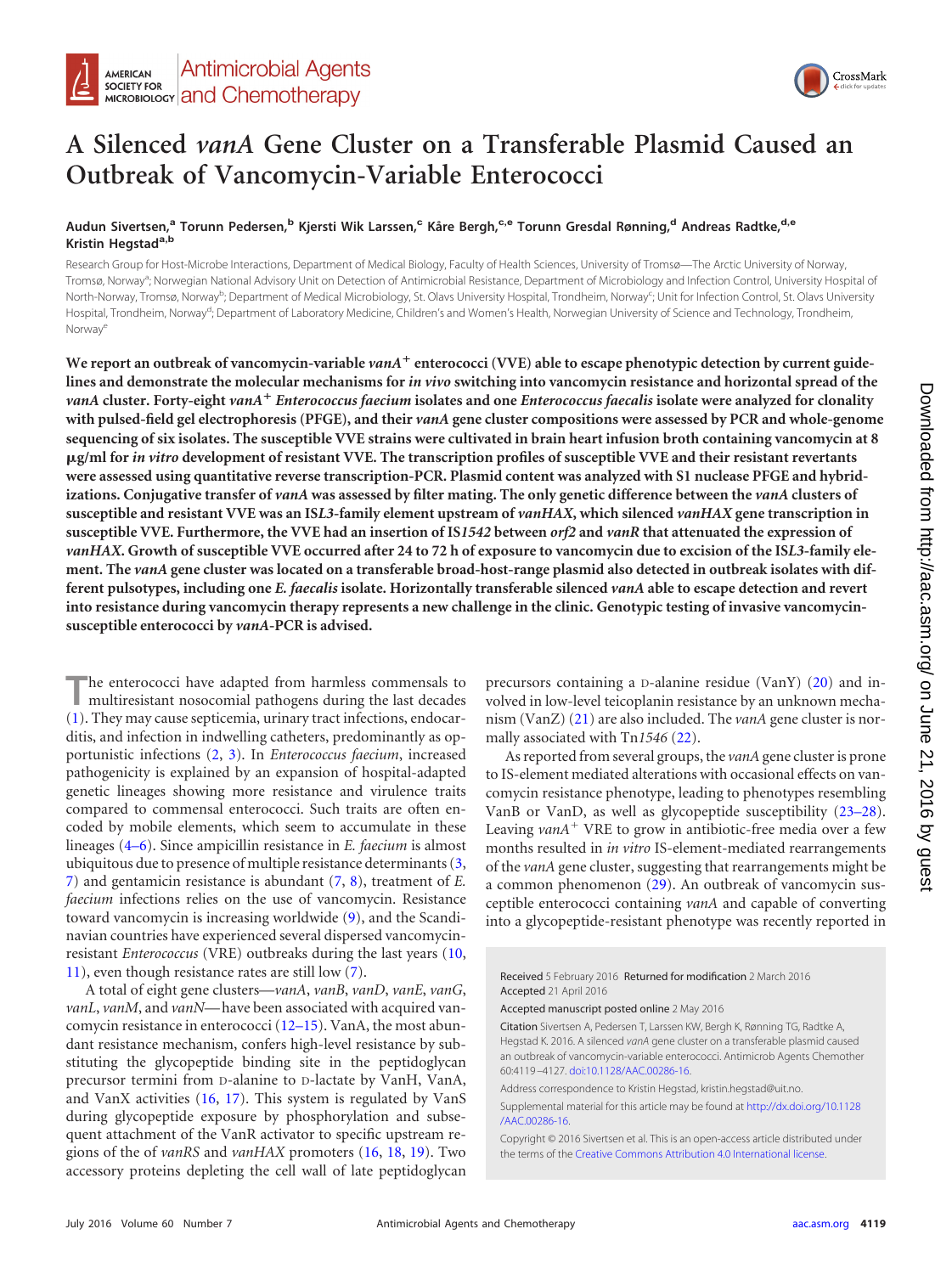# A Silenced *vanA* Gene Cluster on a Transferable Plasmid Caused an Outbreak of Vancomycin-Variable Enterococci

Audun Sivertsen,[a] Torunn Pedersen,[b] Kjersti Wik Larssen,[c] Kåre Bergh,[c,e] Torunn Gresdal Rønning,[d] Andreas Radtke,[d,e] Kristin Hegstad[a,b]

Research Group for Host-Microbe Interactions, Department of Medical Biology, Faculty of Health Sciences, University of Tromsø—The Arctic University of Norway, Tromsø, Norway[a]; Norwegian National Advisory Unit on Detection of Antimicrobial Resistance, Department of Microbiology and Infection Control, University Hospital of North-Norway, Tromsø, Norway[b]; Department of Medical Microbiology, St. Olavs University Hospital, Trondheim, Norway[c]; Unit for Infection Control, St. Olavs University Hospital, Trondheim, Norway[d]; Department of Laboratory Medicine, Children's and Women's Health, Norwegian University of Science and Technology, Trondheim, Norway[e]

**We report an outbreak of vancomycin-variable *vanA*+ enterococci (VVE) able to escape phenotypic detection by current guidelines and demonstrate the molecular mechanisms for *in vivo* switching into vancomycin resistance and horizontal spread of the *vanA* cluster. Forty-eight *vanA*+ *Enterococcus faecium* isolates and one *Enterococcus faecalis* isolate were analyzed for clonality with pulsed-field gel electrophoresis (PFGE), and their *vanA* gene cluster compositions were assessed by PCR and whole-genome sequencing of six isolates. The susceptible VVE strains were cultivated in brain heart infusion broth containing vancomycin at 8 μg/ml for *in vitro* development of resistant VVE. The transcription profiles of susceptible VVE and their resistant revertants were assessed using quantitative reverse transcription-PCR. Plasmid content was analyzed with S1 nuclease PFGE and hybridizations. Conjugative transfer of *vanA* was assessed by filter mating. The only genetic difference between the *vanA* clusters of susceptible and resistant VVE was an IS*L3*-family element upstream of *vanHAX*, which silenced *vanHAX* gene transcription in susceptible VVE. Furthermore, the VVE had an insertion of IS*1542* between *orf2* and *vanR* that attenuated the expression of *vanHAX*. Growth of susceptible VVE occurred after 24 to 72 h of exposure to vancomycin due to excision of the IS*L3*-family element. The *vanA* gene cluster was located on a transferable broad-host-range plasmid also detected in outbreak isolates with different pulsotypes, including one *E. faecalis* isolate. Horizontally transferable silenced *vanA* able to escape detection and revert into resistance during vancomycin therapy represents a new challenge in the clinic. Genotypic testing of invasive vancomycin-susceptible enterococci by *vanA*-PCR is advised.**

The enterococci have adapted from harmless commensals to multiresistant nosocomial pathogens during the last decades (1). They may cause septicemia, urinary tract infections, endocarditis, and infection in indwelling catheters, predominantly as opportunistic infections (2, 3). In *Enterococcus faecium*, increased pathogenicity is explained by an expansion of hospital-adapted genetic lineages showing more resistance and virulence traits compared to commensal enterococci. Such traits are often encoded by mobile elements, which seem to accumulate in these lineages (4–6). Since ampicillin resistance in *E. faecium* is almost ubiquitous due to presence of multiple resistance determinants (3, 7) and gentamicin resistance is abundant (7, 8), treatment of *E. faecium* infections relies on the use of vancomycin. Resistance toward vancomycin is increasing worldwide (9), and the Scandinavian countries have experienced several dispersed vancomycin-resistant *Enterococcus* (VRE) outbreaks during the last years (10, 11), even though resistance rates are still low (7).

A total of eight gene clusters—*vanA*, *vanB*, *vanD*, *vanE*, *vanG*, *vanL*, *vanM*, and *vanN*—have been associated with acquired vancomycin resistance in enterococci (12–15). VanA, the most abundant resistance mechanism, confers high-level resistance by substituting the glycopeptide binding site in the peptidoglycan precursor termini from D-alanine to D-lactate by VanH, VanA, and VanX activities (16, 17). This system is regulated by VanS during glycopeptide exposure by phosphorylation and subsequent attachment of the VanR activator to specific upstream regions of the of *vanRS* and *vanHAX* promoters (16, 18, 19). Two accessory proteins depleting the cell wall of late peptidoglycan precursors containing a D-alanine residue (VanY) (20) and involved in low-level teicoplanin resistance by an unknown mechanism (VanZ) (21) are also included. The *vanA* gene cluster is normally associated with Tn*1546* (22).

As reported from several groups, the *vanA* gene cluster is prone to IS-element mediated alterations with occasional effects on vancomycin resistance phenotype, leading to phenotypes resembling VanB or VanD, as well as glycopeptide susceptibility (23–28). Leaving *vanA*+ VRE to grow in antibiotic-free media over a few months resulted in *in vitro* IS-element-mediated rearrangements of the *vanA* gene cluster, suggesting that rearrangements might be a common phenomenon (29). An outbreak of vancomycin susceptible enterococci containing *vanA* and capable of converting into a glycopeptide-resistant phenotype was recently reported in

Received 5 February 2016 Returned for modification 2 March 2016 Accepted 21 April 2016

Accepted manuscript posted online 2 May 2016

Citation Sivertsen A, Pedersen T, Larssen KW, Bergh K, Rønning TG, Radtke A, Hegstad K. 2016. A silenced *vanA* gene cluster on a transferable plasmid caused an outbreak of vancomycin-variable enterococci. Antimicrob Agents Chemother 60:4119–4127. doi:10.1128/AAC.00286-16.

Address correspondence to Kristin Hegstad, kristin.hegstad@uit.no.

Supplemental material for this article may be found at http://dx.doi.org/10.1128/AAC.00286-16.

Copyright © 2016 Sivertsen et al. This is an open-access article distributed under the terms of the Creative Commons Attribution 4.0 International license.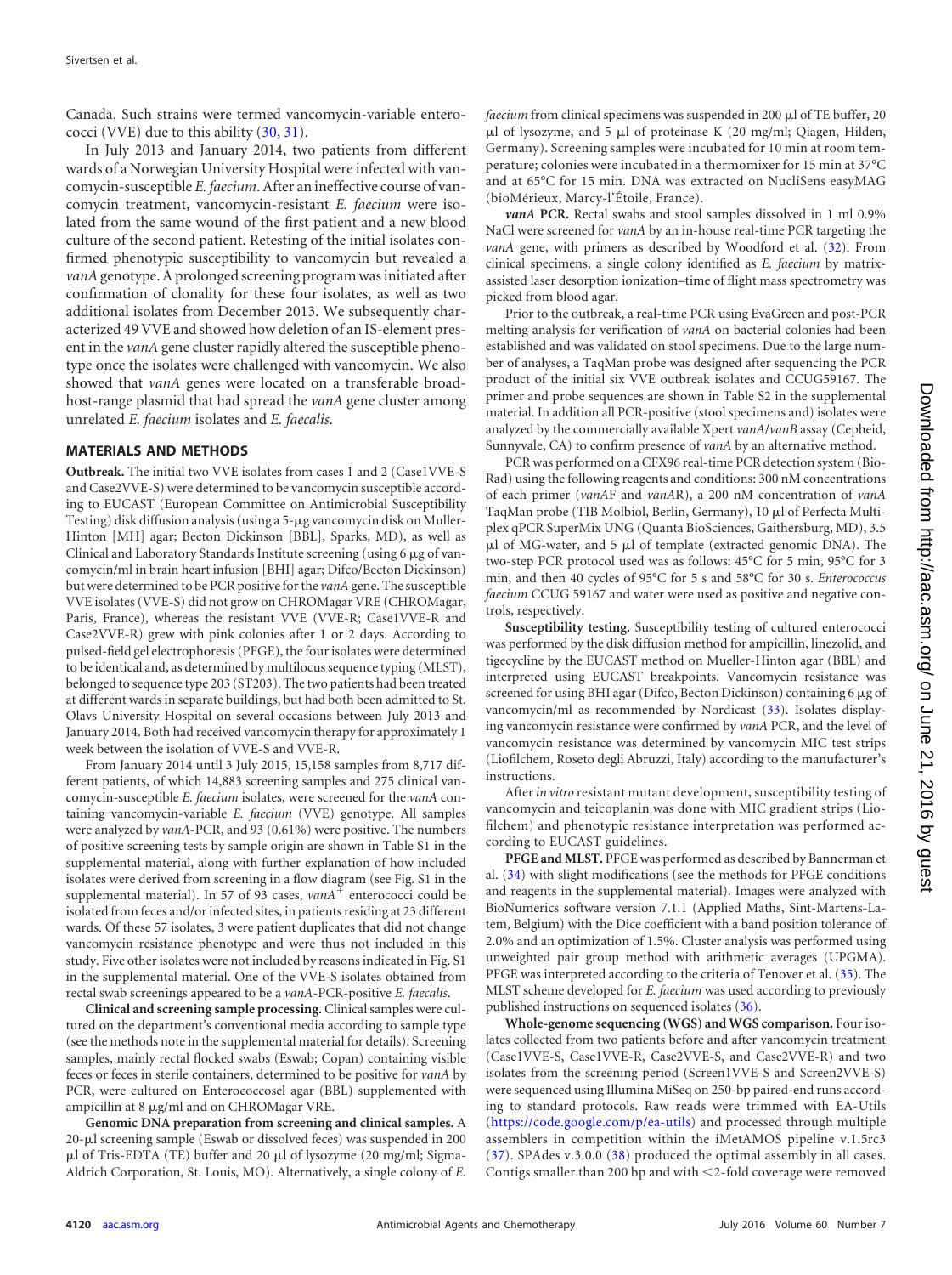Canada. Such strains were termed vancomycin-variable enterococci (VVE) due to this ability (30, 31).

In July 2013 and January 2014, two patients from different wards of a Norwegian University Hospital were infected with vancomycin-susceptible *E. faecium*. After an ineffective course of vancomycin treatment, vancomycin-resistant *E. faecium* were isolated from the same wound of the first patient and a new blood culture of the second patient. Retesting of the initial isolates confirmed phenotypic susceptibility to vancomycin but revealed a *vanA* genotype. A prolonged screening program was initiated after confirmation of clonality for these four isolates, as well as two additional isolates from December 2013. We subsequently characterized 49 VVE and showed how deletion of an IS-element present in the *vanA* gene cluster rapidly altered the susceptible phenotype once the isolates were challenged with vancomycin. We also showed that *vanA* genes were located on a transferable broad-host-range plasmid that had spread the *vanA* gene cluster among unrelated *E. faecium* isolates and *E. faecalis*.

## MATERIALS AND METHODS

**Outbreak.** The initial two VVE isolates from cases 1 and 2 (Case1VVE-S and Case2VVE-S) were determined to be vancomycin susceptible according to EUCAST (European Committee on Antimicrobial Susceptibility Testing) disk diffusion analysis (using a 5-μg vancomycin disk on Muller-Hinton [MH] agar; Becton Dickinson [BBL], Sparks, MD), as well as Clinical and Laboratory Standards Institute screening (using 6 μg of vancomycin/ml in brain heart infusion [BHI] agar; Difco/Becton Dickinson) but were determined to be PCR positive for the *vanA* gene. The susceptible VVE isolates (VVE-S) did not grow on CHROMagar VRE (CHROMagar, Paris, France), whereas the resistant VVE (VVE-R; Case1VVE-R and Case2VVE-R) grew with pink colonies after 1 or 2 days. According to pulsed-field gel electrophoresis (PFGE), the four isolates were determined to be identical and, as determined by multilocus sequence typing (MLST), belonged to sequence type 203 (ST203). The two patients had been treated at different wards in separate buildings, but had both been admitted to St. Olavs University Hospital on several occasions between July 2013 and January 2014. Both had received vancomycin therapy for approximately 1 week between the isolation of VVE-S and VVE-R.

From January 2014 until 3 July 2015, 15,158 samples from 8,717 different patients, of which 14,883 screening samples and 275 clinical vancomycin-susceptible *E. faecium* isolates, were screened for the *vanA* containing vancomycin-variable *E. faecium* (VVE) genotype. All samples were analyzed by *vanA*-PCR, and 93 (0.61%) were positive. The numbers of positive screening tests by sample origin are shown in Table S1 in the supplemental material, along with further explanation of how included isolates were derived from screening in a flow diagram (see Fig. S1 in the supplemental material). In 57 of 93 cases, $vanA^+$ enterococci could be isolated from feces and/or infected sites, in patients residing at 23 different wards. Of these 57 isolates, 3 were patient duplicates that did not change vancomycin resistance phenotype and were thus not included in this study. Five other isolates were not included by reasons indicated in Fig. S1 in the supplemental material. One of the VVE-S isolates obtained from rectal swab screenings appeared to be a *vanA*-PCR-positive *E. faecalis*.

**Clinical and screening sample processing.** Clinical samples were cultured on the department's conventional media according to sample type (see the methods note in the supplemental material for details). Screening samples, mainly rectal flocked swabs (Eswab; Copan) containing visible feces or feces in sterile containers, determined to be positive for *vanA* by PCR, were cultured on Enterococcosel agar (BBL) supplemented with ampicillin at 8 μg/ml and on CHROMagar VRE.

**Genomic DNA preparation from screening and clinical samples.** A 20-μl screening sample (Eswab or dissolved feces) was suspended in 200 μl of Tris-EDTA (TE) buffer and 20 μl of lysozyme (20 mg/ml; Sigma-Aldrich Corporation, St. Louis, MO). Alternatively, a single colony of *E. faecium* from clinical specimens was suspended in 200 μl of TE buffer, 20 μl of lysozyme, and 5 μl of proteinase K (20 mg/ml; Qiagen, Hilden, Germany). Screening samples were incubated for 10 min at room temperature; colonies were incubated in a thermomixer for 15 min at 37°C and at 65°C for 15 min. DNA was extracted on NucliSens easyMAG (bioMérieux, Marcy-l'Étoile, France).

***vanA* PCR.** Rectal swabs and stool samples dissolved in 1 ml 0.9% NaCl were screened for *vanA* by an in-house real-time PCR targeting the *vanA* gene, with primers as described by Woodford et al. (32). From clinical specimens, a single colony identified as *E. faecium* by matrix-assisted laser desorption ionization–time of flight mass spectrometry was picked from blood agar.

Prior to the outbreak, a real-time PCR using EvaGreen and post-PCR melting analysis for verification of *vanA* on bacterial colonies had been established and was validated on stool specimens. Due to the large number of analyses, a TaqMan probe was designed after sequencing the PCR product of the initial six VVE outbreak isolates and CCUG59167. The primer and probe sequences are shown in Table S2 in the supplemental material. In addition all PCR-positive (stool specimens and) isolates were analyzed by the commercially available Xpert *vanA*/*vanB* assay (Cepheid, Sunnyvale, CA) to confirm presence of *vanA* by an alternative method.

PCR was performed on a CFX96 real-time PCR detection system (Bio-Rad) using the following reagents and conditions: 300 nM concentrations of each primer (*vanA*F and *vanA*R), a 200 nM concentration of *vanA* TaqMan probe (TIB Molbiol, Berlin, Germany), 10 μl of Perfecta Multiplex qPCR SuperMix UNG (Quanta BioSciences, Gaithersburg, MD), 3.5 μl of MG-water, and 5 μl of template (extracted genomic DNA). The two-step PCR protocol used was as follows: 45°C for 5 min, 95°C for 3 min, and then 40 cycles of 95°C for 5 s and 58°C for 30 s. *Enterococcus faecium* CCUG 59167 and water were used as positive and negative controls, respectively.

**Susceptibility testing.** Susceptibility testing of cultured enterococci was performed by the disk diffusion method for ampicillin, linezolid, and tigecycline by the EUCAST method on Mueller-Hinton agar (BBL) and interpreted using EUCAST breakpoints. Vancomycin resistance was screened for using BHI agar (Difco, Becton Dickinson) containing 6 μg of vancomycin/ml as recommended by Nordicast (33). Isolates displaying vancomycin resistance were confirmed by *vanA* PCR, and the level of vancomycin resistance was determined by vancomycin MIC test strips (Liofilchem, Roseto degli Abruzzi, Italy) according to the manufacturer's instructions.

After *in vitro* resistant mutant development, susceptibility testing of vancomycin and teicoplanin was done with MIC gradient strips (Liofilchem) and phenotypic resistance interpretation was performed according to EUCAST guidelines.

**PFGE and MLST.** PFGE was performed as described by Bannerman et al. (34) with slight modifications (see the methods for PFGE conditions and reagents in the supplemental material). Images were analyzed with BioNumerics software version 7.1.1 (Applied Maths, Sint-Martens-Latem, Belgium) with the Dice coefficient with a band position tolerance of 2.0% and an optimization of 1.5%. Cluster analysis was performed using unweighted pair group method with arithmetic averages (UPGMA). PFGE was interpreted according to the criteria of Tenover et al. (35). The MLST scheme developed for *E. faecium* was used according to previously published instructions on sequenced isolates (36).

**Whole-genome sequencing (WGS) and WGS comparison.** Four isolates collected from two patients before and after vancomycin treatment (Case1VVE-S, Case1VVE-R, Case2VVE-S, and Case2VVE-R) and two isolates from the screening period (Screen1VVE-S and Screen2VVE-S) were sequenced using Illumina MiSeq on 250-bp paired-end runs according to standard protocols. Raw reads were trimmed with EA-Utils (https://code.google.com/p/ea-utils) and processed through multiple assemblers in competition within the iMetAMOS pipeline v.1.5rc3 (37). SPAdes v.3.0.0 (38) produced the optimal assembly in all cases. Contigs smaller than 200 bp and with <2-fold coverage were removed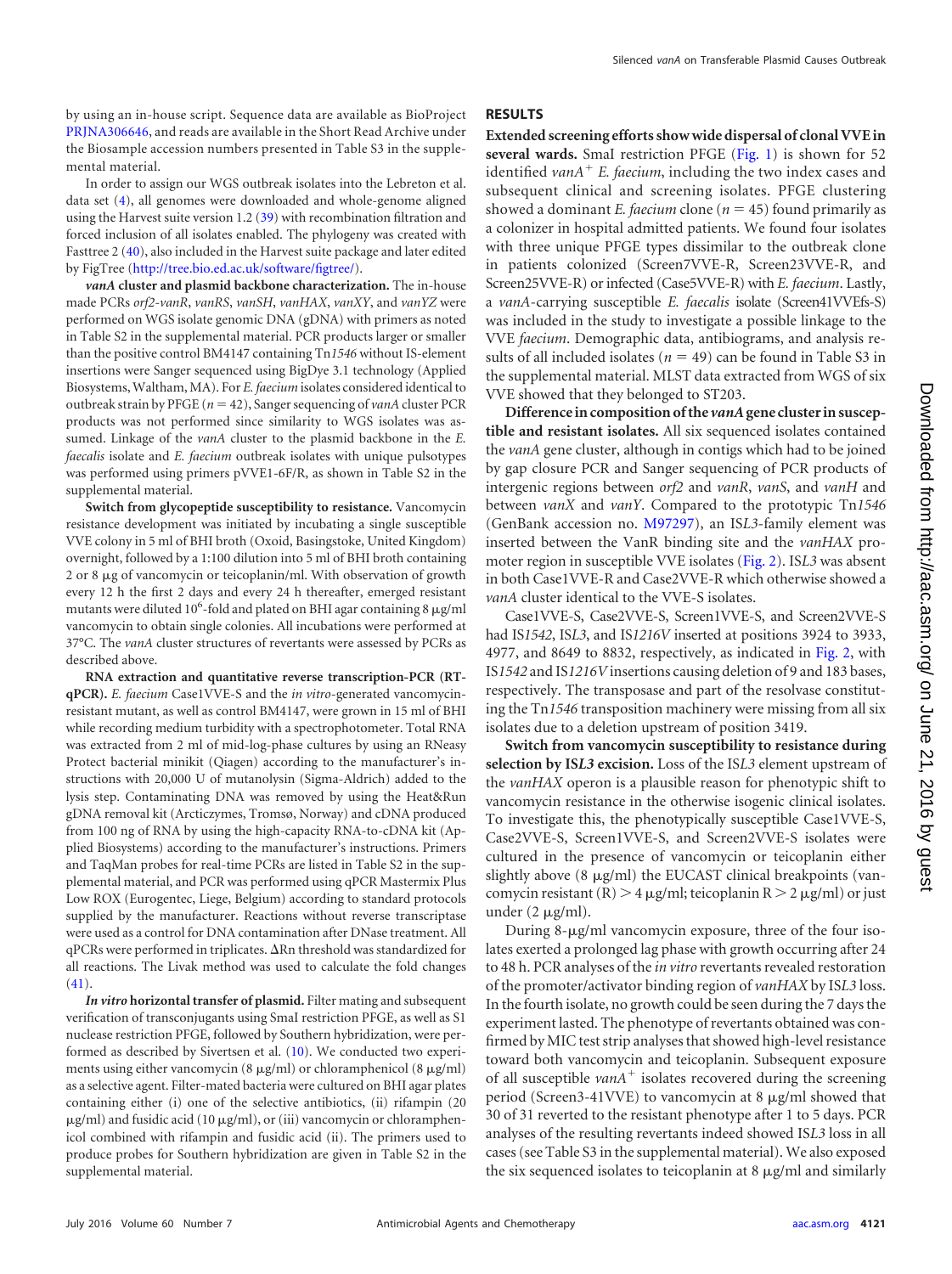by using an in-house script. Sequence data are available as BioProject PRJNA306646, and reads are available in the Short Read Archive under the Biosample accession numbers presented in Table S3 in the supplemental material.

In order to assign our WGS outbreak isolates into the Lebreton et al. data set (4), all genomes were downloaded and whole-genome aligned using the Harvest suite version 1.2 (39) with recombination filtration and forced inclusion of all isolates enabled. The phylogeny was created with Fasttree 2 (40), also included in the Harvest suite package and later edited by FigTree (http://tree.bio.ed.ac.uk/software/figtree/).

***vanA* cluster and plasmid backbone characterization.** The in-house made PCRs *orf2-vanR*, *vanRS*, *vanSH*, *vanHAX*, *vanXY*, and *vanYZ* were performed on WGS isolate genomic DNA (gDNA) with primers as noted in Table S2 in the supplemental material. PCR products larger or smaller than the positive control BM4147 containing Tn*1546* without IS-element insertions were Sanger sequenced using BigDye 3.1 technology (Applied Biosystems, Waltham, MA). For *E. faecium* isolates considered identical to outbreak strain by PFGE ($n = 42$), Sanger sequencing of *vanA* cluster PCR products was not performed since similarity to WGS isolates was assumed. Linkage of the *vanA* cluster to the plasmid backbone in the *E. faecalis* isolate and *E. faecium* outbreak isolates with unique pulsotypes was performed using primers pVVE1-6F/R, as shown in Table S2 in the supplemental material.

**Switch from glycopeptide susceptibility to resistance.** Vancomycin resistance development was initiated by incubating a single susceptible VVE colony in 5 ml of BHI broth (Oxoid, Basingstoke, United Kingdom) overnight, followed by a 1:100 dilution into 5 ml of BHI broth containing 2 or 8 μg of vancomycin or teicoplanin/ml. With observation of growth every 12 h the first 2 days and every 24 h thereafter, emerged resistant mutants were diluted $10^6$-fold and plated on BHI agar containing 8 μg/ml vancomycin to obtain single colonies. All incubations were performed at 37°C. The *vanA* cluster structures of revertants were assessed by PCRs as described above.

**RNA extraction and quantitative reverse transcription-PCR (RT-qPCR).** *E. faecium* Case1VVE-S and the *in vitro*-generated vancomycin-resistant mutant, as well as control BM4147, were grown in 15 ml of BHI while recording medium turbidity with a spectrophotometer. Total RNA was extracted from 2 ml of mid-log-phase cultures by using an RNeasy Protect bacterial minikit (Qiagen) according to the manufacturer's instructions with 20,000 U of mutanolysin (Sigma-Aldrich) added to the lysis step. Contaminating DNA was removed by using the Heat&Run gDNA removal kit (Arcticzymes, Tromsø, Norway) and cDNA produced from 100 ng of RNA by using the high-capacity RNA-to-cDNA kit (Applied Biosystems) according to the manufacturer's instructions. Primers and TaqMan probes for real-time PCRs are listed in Table S2 in the supplemental material, and PCR was performed using qPCR Mastermix Plus Low ROX (Eurogentec, Liege, Belgium) according to standard protocols supplied by the manufacturer. Reactions without reverse transcriptase were used as a control for DNA contamination after DNase treatment. All qPCRs were performed in triplicates. ΔRn threshold was standardized for all reactions. The Livak method was used to calculate the fold changes (41).

***In vitro* horizontal transfer of plasmid.** Filter mating and subsequent verification of transconjugants using SmaI restriction PFGE, as well as S1 nuclease restriction PFGE, followed by Southern hybridization, were performed as described by Sivertsen et al. (10). We conducted two experiments using either vancomycin (8 μg/ml) or chloramphenicol (8 μg/ml) as a selective agent. Filter-mated bacteria were cultured on BHI agar plates containing either (i) one of the selective antibiotics, (ii) rifampin (20 μg/ml) and fusidic acid (10 μg/ml), or (iii) vancomycin or chloramphenicol combined with rifampin and fusidic acid (ii). The primers used to produce probes for Southern hybridization are given in Table S2 in the supplemental material.

## RESULTS

**Extended screening efforts show wide dispersal of clonal VVE in several wards.** SmaI restriction PFGE (Fig. 1) is shown for 52 identified *vanA*+ *E. faecium*, including the two index cases and subsequent clinical and screening isolates. PFGE clustering showed a dominant *E. faecium* clone ($n = 45$) found primarily as a colonizer in hospital admitted patients. We found four isolates with three unique PFGE types dissimilar to the outbreak clone in patients colonized (Screen7VVE-R, Screen23VVE-R, and Screen25VVE-R) or infected (Case5VVE-R) with *E. faecium*. Lastly, a *vanA*-carrying susceptible *E. faecalis* isolate (Screen41VVEfs-S) was included in the study to investigate a possible linkage to the VVE *faecium*. Demographic data, antibiograms, and analysis results of all included isolates ($n = 49$) can be found in Table S3 in the supplemental material. MLST data extracted from WGS of six VVE showed that they belonged to ST203.

**Difference in composition of the *vanA* gene cluster in susceptible and resistant isolates.** All six sequenced isolates contained the *vanA* gene cluster, although in contigs which had to be joined by gap closure PCR and Sanger sequencing of PCR products of intergenic regions between *orf2* and *vanR*, *vanS*, and *vanH* and between *vanX* and *vanY*. Compared to the prototypic Tn*1546* (GenBank accession no. M97297), an IS*L3*-family element was inserted between the VanR binding site and the *vanHAX* promoter region in susceptible VVE isolates (Fig. 2). IS*L3* was absent in both Case1VVE-R and Case2VVE-R which otherwise showed a *vanA* cluster identical to the VVE-S isolates.

Case1VVE-S, Case2VVE-S, Screen1VVE-S, and Screen2VVE-S had IS*1542*, IS*L3*, and IS*1216V* inserted at positions 3924 to 3933, 4977, and 8649 to 8832, respectively, as indicated in Fig. 2, with IS*1542* and IS*1216V* insertions causing deletion of 9 and 183 bases, respectively. The transposase and part of the resolvase constituting the Tn*1546* transposition machinery were missing from all six isolates due to a deletion upstream of position 3419.

**Switch from vancomycin susceptibility to resistance during selection by IS*L3* excision.** Loss of the IS*L3* element upstream of the *vanHAX* operon is a plausible reason for phenotypic shift to vancomycin resistance in the otherwise isogenic clinical isolates. To investigate this, the phenotypically susceptible Case1VVE-S, Case2VVE-S, Screen1VVE-S, and Screen2VVE-S isolates were cultured in the presence of vancomycin or teicoplanin either slightly above (8 μg/ml) the EUCAST clinical breakpoints (vancomycin resistant (R) > 4 μg/ml; teicoplanin R > 2 μg/ml) or just under (2 μg/ml).

During 8-μg/ml vancomycin exposure, three of the four isolates exerted a prolonged lag phase with growth occurring after 24 to 48 h. PCR analyses of the *in vitro* revertants revealed restoration of the promoter/activator binding region of *vanHAX* by IS*L3* loss. In the fourth isolate, no growth could be seen during the 7 days the experiment lasted. The phenotype of revertants obtained was confirmed by MIC test strip analyses that showed high-level resistance toward both vancomycin and teicoplanin. Subsequent exposure of all susceptible *vanA*+ isolates recovered during the screening period (Screen3-41VVE) to vancomycin at 8 μg/ml showed that 30 of 31 reverted to the resistant phenotype after 1 to 5 days. PCR analyses of the resulting revertants indeed showed IS*L3* loss in all cases (see Table S3 in the supplemental material). We also exposed the six sequenced isolates to teicoplanin at 8 μg/ml and similarly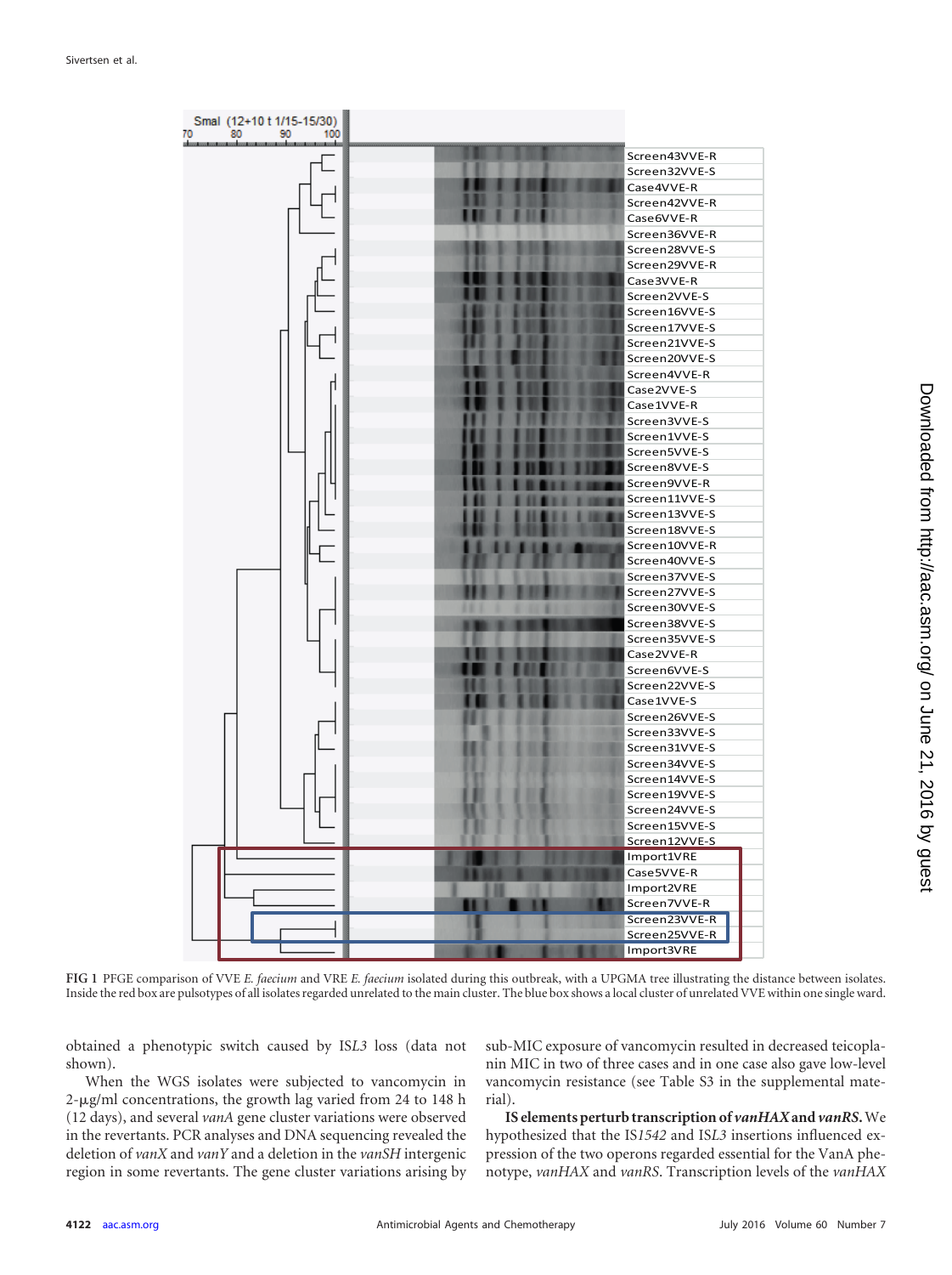FIG 1 PFGE comparison of VVE *E. faecium* and VRE *E. faecium* isolated during this outbreak, with a UPGMA tree illustrating the distance between isolates. Inside the red box are pulsotypes of all isolates regarded unrelated to the main cluster. The blue box shows a local cluster of unrelated VVE within one single ward.

obtained a phenotypic switch caused by IS*L3* loss (data not shown).

When the WGS isolates were subjected to vancomycin in 2-μg/ml concentrations, the growth lag varied from 24 to 148 h (12 days), and several *vanA* gene cluster variations were observed in the revertants. PCR analyses and DNA sequencing revealed the deletion of *vanX* and *vanY* and a deletion in the *vanSH* intergenic region in some revertants. The gene cluster variations arising by sub-MIC exposure of vancomycin resulted in decreased teicoplanin MIC in two of three cases and in one case also gave low-level vancomycin resistance (see Table S3 in the supplemental material).

**IS elements perturb transcription of *vanHAX* and *vanRS*.** We hypothesized that the IS*1542* and IS*L3* insertions influenced expression of the two operons regarded essential for the VanA phenotype, *vanHAX* and *vanRS*. Transcription levels of the *vanHAX*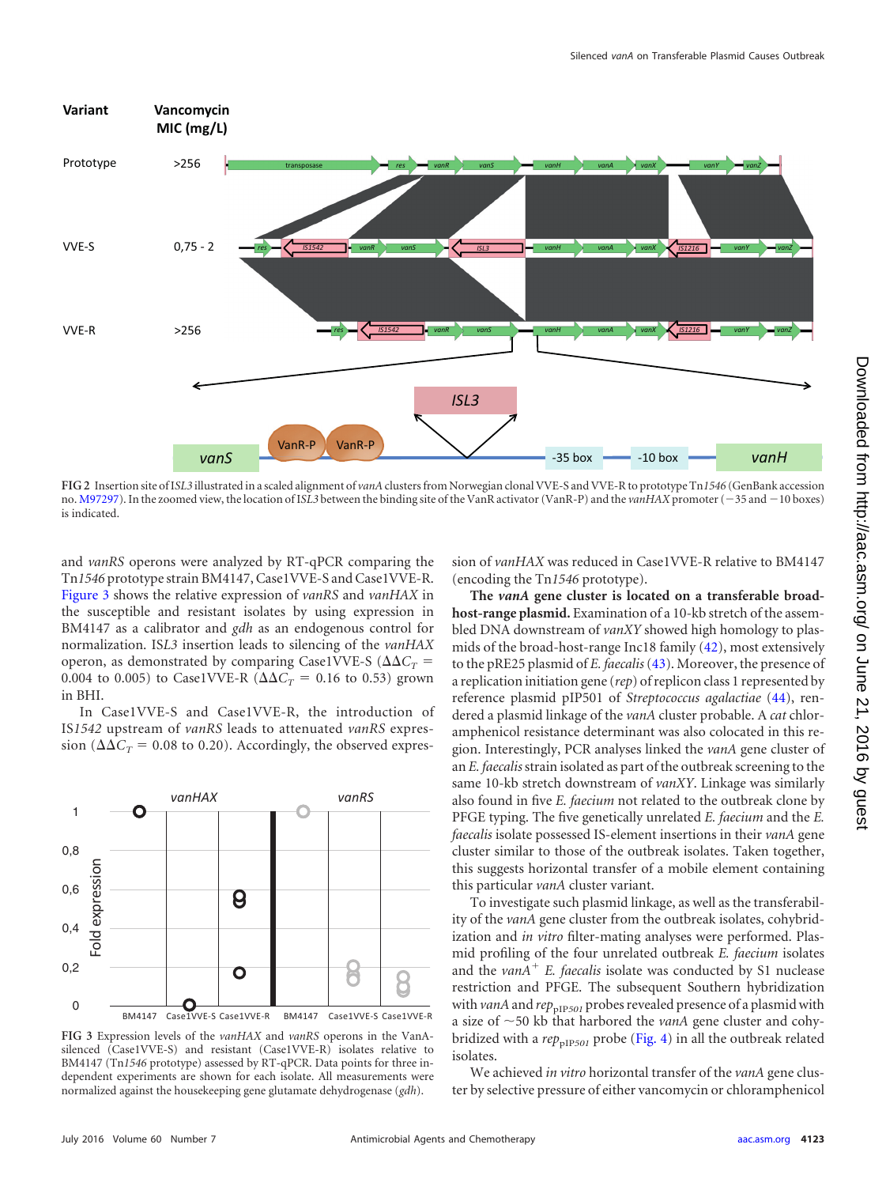FIG 2 Insertion site of IS*L3* illustrated in a scaled alignment of *vanA* clusters from Norwegian clonal VVE-S and VVE-R to prototype Tn*1546* (GenBank accession no. M97297). In the zoomed view, the location of IS*L3* between the binding site of the VanR activator (VanR-P) and the *vanHAX* promoter (−35 and −10 boxes) is indicated.

and *vanRS* operons were analyzed by RT-qPCR comparing the Tn*1546* prototype strain BM4147, Case1VVE-S and Case1VVE-R. Figure 3 shows the relative expression of *vanRS* and *vanHAX* in the susceptible and resistant isolates by using expression in BM4147 as a calibrator and *gdh* as an endogenous control for normalization. IS*L3* insertion leads to silencing of the *vanHAX* operon, as demonstrated by comparing Case1VVE-S ($\Delta\Delta C_T$ = 0.004 to 0.005) to Case1VVE-R ($\Delta\Delta C_T$ = 0.16 to 0.53) grown in BHI.

In Case1VVE-S and Case1VVE-R, the introduction of IS*1542* upstream of *vanRS* leads to attenuated *vanRS* expression ($\Delta\Delta C_T$ = 0.08 to 0.20). Accordingly, the observed expression of *vanHAX* was reduced in Case1VVE-R relative to BM4147 (encoding the Tn*1546* prototype).

FIG 3 Expression levels of the *vanHAX* and *vanRS* operons in the VanA-silenced (Case1VVE-S) and resistant (Case1VVE-R) isolates relative to BM4147 (Tn*1546* prototype) assessed by RT-qPCR. Data points for three independent experiments are shown for each isolate. All measurements were normalized against the housekeeping gene glutamate dehydrogenase (*gdh*).

**The *vanA* gene cluster is located on a transferable broad-host-range plasmid.** Examination of a 10-kb stretch of the assembled DNA downstream of *vanXY* showed high homology to plasmids of the broad-host-range Inc18 family (42), most extensively to the pRE25 plasmid of *E. faecalis* (43). Moreover, the presence of a replication initiation gene (*rep*) of replicon class 1 represented by reference plasmid pIP501 of *Streptococcus agalactiae* (44), rendered a plasmid linkage of the *vanA* cluster probable. A *cat* chloramphenicol resistance determinant was also colocated in this region. Interestingly, PCR analyses linked the *vanA* gene cluster of an *E. faecalis* strain isolated as part of the outbreak screening to the same 10-kb stretch downstream of *vanXY*. Linkage was similarly also found in five *E. faecium* not related to the outbreak clone by PFGE typing. The five genetically unrelated *E. faecium* and the *E. faecalis* isolate possessed IS-element insertions in their *vanA* gene cluster similar to those of the outbreak isolates. Taken together, this suggests horizontal transfer of a mobile element containing this particular *vanA* cluster variant.

To investigate such plasmid linkage, as well as the transferability of the *vanA* gene cluster from the outbreak isolates, cohybridization and *in vitro* filter-mating analyses were performed. Plasmid profiling of the four unrelated outbreak *E. faecium* isolates and the *vanA*$^+$ *E. faecalis* isolate was conducted by S1 nuclease restriction and PFGE. The subsequent Southern hybridization with *vanA* and $rep_{pIP501}$ probes revealed presence of a plasmid with a size of ~50 kb that harbored the *vanA* gene cluster and cohybridized with a $rep_{pIP501}$ probe (Fig. 4) in all the outbreak related isolates.

We achieved *in vitro* horizontal transfer of the *vanA* gene cluster by selective pressure of either vancomycin or chloramphenicol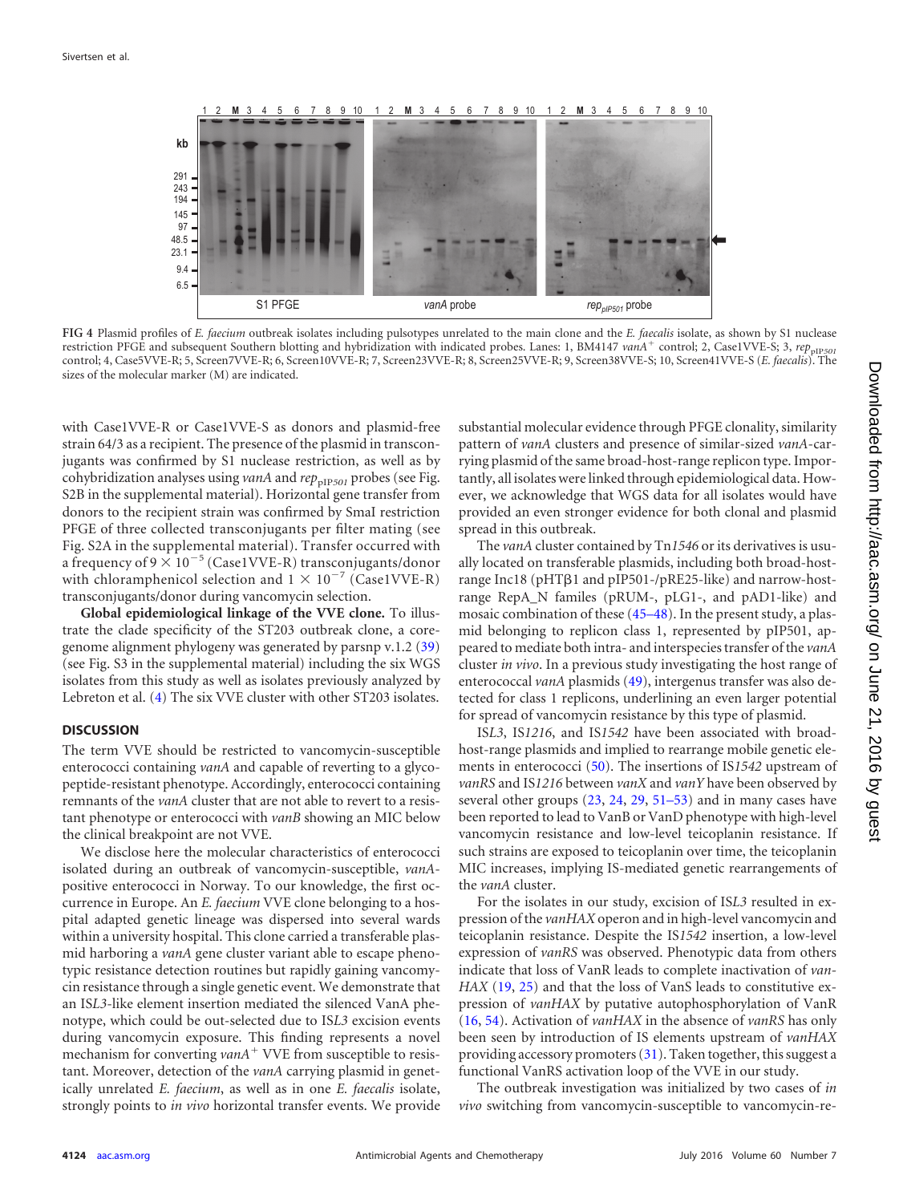**FIG 4** Plasmid profiles of *E. faecium* outbreak isolates including pulsotypes unrelated to the main clone and the *E. faecalis* isolate, as shown by S1 nuclease restriction PFGE and subsequent Southern blotting and hybridization with indicated probes. Lanes: 1, BM4147 *vanA*$^+$ control; 2, Case1VVE-S; 3, $rep_{pIP501}$ control; 4, Case5VVE-R; 5, Screen7VVE-R; 6, Screen10VVE-R; 7, Screen23VVE-R; 8, Screen25VVE-R; 9, Screen38VVE-S; 10, Screen41VVE-S (*E. faecalis*). The sizes of the molecular marker (M) are indicated.

with Case1VVE-R or Case1VVE-S as donors and plasmid-free strain 64/3 as a recipient. The presence of the plasmid in transconjugants was confirmed by S1 nuclease restriction, as well as by cohybridization analyses using *vanA* and $rep_{pIP501}$ probes (see Fig. S2B in the supplemental material). Horizontal gene transfer from donors to the recipient strain was confirmed by SmaI restriction PFGE of three collected transconjugants per filter mating (see Fig. S2A in the supplemental material). Transfer occurred with a frequency of $9 \times 10^{-5}$ (Case1VVE-R) transconjugants/donor with chloramphenicol selection and $1 \times 10^{-7}$ (Case1VVE-R) transconjugants/donor during vancomycin selection.

**Global epidemiological linkage of the VVE clone.** To illustrate the clade specificity of the ST203 outbreak clone, a core-genome alignment phylogeny was generated by parsnp v.1.2 (39) (see Fig. S3 in the supplemental material) including the six WGS isolates from this study as well as isolates previously analyzed by Lebreton et al. (4) The six VVE cluster with other ST203 isolates.

## DISCUSSION

The term VVE should be restricted to vancomycin-susceptible enterococci containing *vanA* and capable of reverting to a glycopeptide-resistant phenotype. Accordingly, enterococci containing remnants of the *vanA* cluster that are not able to revert to a resistant phenotype or enterococci with *vanB* showing an MIC below the clinical breakpoint are not VVE.

We disclose here the molecular characteristics of enterococci isolated during an outbreak of vancomycin-susceptible, *vanA*-positive enterococci in Norway. To our knowledge, the first occurrence in Europe. An *E. faecium* VVE clone belonging to a hospital adapted genetic lineage was dispersed into several wards within a university hospital. This clone carried a transferable plasmid harboring a *vanA* gene cluster variant able to escape phenotypic resistance detection routines but rapidly gaining vancomycin resistance through a single genetic event. We demonstrate that an IS*L3*-like element insertion mediated the silenced VanA phenotype, which could be out-selected due to IS*L3* excision events during vancomycin exposure. This finding represents a novel mechanism for converting *vanA*$^+$ VVE from susceptible to resistant. Moreover, detection of the *vanA* carrying plasmid in genetically unrelated *E. faecium*, as well as in one *E. faecalis* isolate, strongly points to *in vivo* horizontal transfer events. We provide substantial molecular evidence through PFGE clonality, similarity pattern of *vanA* clusters and presence of similar-sized *vanA*-carrying plasmid of the same broad-host-range replicon type. Importantly, all isolates were linked through epidemiological data. However, we acknowledge that WGS data for all isolates would have provided an even stronger evidence for both clonal and plasmid spread in this outbreak.

The *vanA* cluster contained by Tn*1546* or its derivatives is usually located on transferable plasmids, including both broad-host-range Inc18 (pHTβ1 and pIP501-/pRE25-like) and narrow-host-range RepA_N familes (pRUM-, pLG1-, and pAD1-like) and mosaic combination of these (45–48). In the present study, a plasmid belonging to replicon class 1, represented by pIP501, appeared to mediate both intra- and interspecies transfer of the *vanA* cluster *in vivo*. In a previous study investigating the host range of enterococcal *vanA* plasmids (49), intergenus transfer was also detected for class 1 replicons, underlining an even larger potential for spread of vancomycin resistance by this type of plasmid.

IS*L3*, IS*1216*, and IS*1542* have been associated with broad-host-range plasmids and implied to rearrange mobile genetic elements in enterococci (50). The insertions of IS*1542* upstream of *vanRS* and IS*1216* between *vanX* and *vanY* have been observed by several other groups (23, 24, 29, 51–53) and in many cases have been reported to lead to VanB or VanD phenotype with high-level vancomycin resistance and low-level teicoplanin resistance. If such strains are exposed to teicoplanin over time, the teicoplanin MIC increases, implying IS-mediated genetic rearrangements of the *vanA* cluster.

For the isolates in our study, excision of IS*L3* resulted in expression of the *vanHAX* operon and in high-level vancomycin and teicoplanin resistance. Despite the IS*1542* insertion, a low-level expression of *vanRS* was observed. Phenotypic data from others indicate that loss of VanR leads to complete inactivation of *vanHAX* (19, 25) and that the loss of VanS leads to constitutive expression of *vanHAX* by putative autophosphorylation of VanR (16, 54). Activation of *vanHAX* in the absence of *vanRS* has only been seen by introduction of IS elements upstream of *vanHAX* providing accessory promoters (31). Taken together, this suggest a functional VanRS activation loop of the VVE in our study.

The outbreak investigation was initialized by two cases of *in vivo* switching from vancomycin-susceptible to vancomycin-re-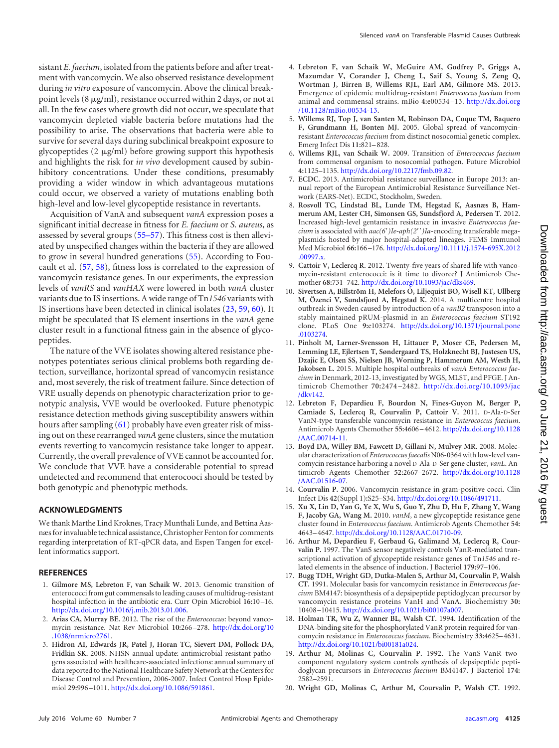sistant *E. faecium*, isolated from the patients before and after treatment with vancomycin. We also observed resistance development during *in vitro* exposure of vancomycin. Above the clinical breakpoint levels (8 μg/ml), resistance occurred within 2 days, or not at all. In the few cases where growth did not occur, we speculate that vancomycin depleted viable bacteria before mutations had the possibility to arise. The observations that bacteria were able to survive for several days during subclinical breakpoint exposure to glycopeptides (2 μg/ml) before growing support this hypothesis and highlights the risk for *in vivo* development caused by subinhibitory concentrations. Under these conditions, presumably providing a wider window in which advantageous mutations could occur, we observed a variety of mutations enabling both high-level and low-level glycopeptide resistance in revertants.

Acquisition of VanA and subsequent *vanA* expression poses a significant initial decrease in fitness for *E. faecium* or *S. aureus*, as assessed by several groups (55–57). This fitness cost is then alleviated by unspecified changes within the bacteria if they are allowed to grow in several hundred generations (55). According to Foucault et al. (57, 58), fitness loss is correlated to the expression of vancomycin resistance genes. In our experiments, the expression levels of *vanRS* and *vanHAX* were lowered in both *vanA* cluster variants due to IS insertions. A wide range of Tn*1546* variants with IS insertions have been detected in clinical isolates (23, 59, 60). It might be speculated that IS element insertions in the *vanA* gene cluster result in a functional fitness gain in the absence of glycopeptides.

The nature of the VVE isolates showing altered resistance phenotypes potentiates serious clinical problems both regarding detection, surveillance, horizontal spread of vancomycin resistance and, most severely, the risk of treatment failure. Since detection of VRE usually depends on phenotypic characterization prior to genotypic analysis, VVE would be overlooked. Future phenotypic resistance detection methods giving susceptibility answers within hours after sampling (61) probably have even greater risk of missing out on these rearranged *vanA* gene clusters, since the mutation events reverting to vancomycin resistance take longer to appear. Currently, the overall prevalence of VVE cannot be accounted for. We conclude that VVE have a considerable potential to spread undetected and recommend that enterocooci should be tested by both genotypic and phenotypic methods.

## ACKNOWLEDGMENTS

We thank Marthe Lind Kroknes, Tracy Munthali Lunde, and Bettina Aasnæs for invaluable technical assistance, Christopher Fenton for comments regarding interpretation of RT-qPCR data, and Espen Tangen for excellent informatics support.

## REFERENCES

1. **Gilmore MS, Lebreton F, van Schaik W.** 2013. Genomic transition of enterococci from gut commensals to leading causes of multidrug-resistant hospital infection in the antibiotic era. Curr Opin Microbiol **16:**10–16. http://dx.doi.org/10.1016/j.mib.2013.01.006.
2. **Arias CA, Murray BE.** 2012. The rise of the *Enterococcus*: beyond vancomycin resistance. Nat Rev Microbiol **10:**266–278. http://dx.doi.org/10.1038/nrmicro2761.
3. **Hidron AI, Edwards JR, Patel J, Horan TC, Sievert DM, Pollock DA, Fridkin SK.** 2008. NHSN annual update: antimicrobial-resistant pathogens associated with healthcare-associated infections: annual summary of data reported to the National Healthcare Safety Network at the Centers for Disease Control and Prevention, 2006-2007. Infect Control Hosp Epidemiol **29:**996–1011. http://dx.doi.org/10.1086/591861.
4. **Lebreton F, van Schaik W, McGuire AM, Godfrey P, Griggs A, Mazumdar V, Corander J, Cheng L, Saif S, Young S, Zeng Q, Wortman J, Birren B, Willems RJL, Earl AM, Gilmore MS.** 2013. Emergence of epidemic multidrug-resistant *Enterococcus faecium* from animal and commensal strains. mBio **4:**e00534–13. http://dx.doi.org/10.1128/mBio.00534-13.
5. **Willems RJ, Top J, van Santen M, Robinson DA, Coque TM, Baquero F, Grundmann H, Bonten MJ.** 2005. Global spread of vancomycin-resistant *Enterococcus faecium* from distinct nosocomial genetic complex. Emerg Infect Dis **11:**821–828.
6. **Willems RJL, van Schaik W.** 2009. Transition of *Enterococcus faecium* from commensal organism to nosocomial pathogen. Future Microbiol **4:**1125–1135. http://dx.doi.org/10.2217/fmb.09.82.
7. **ECDC.** 2013. Antimicrobial resistance surveillance in Europe 2013: annual report of the European Antimicrobial Resistance Surveillance Network (EARS-Net). ECDC, Stockholm, Sweden.
8. **Rosvoll TC, Lindstad BL, Lunde TM, Hegstad K, Aasnæs B, Hammerum AM, Lester CH, Simonsen GS, Sundsfjord A, Pedersen T.** 2012. Increased high-level gentamicin resistance in invasive *Enterococcus faecium* is associated with *aac(6′)Ie-aph(2′′)Ia*-encoding transferable megaplasmids hosted by major hospital-adapted lineages. FEMS Immunol Med Microbiol **66:**166–176. http://dx.doi.org/10.1111/j.1574-695X.2012.00997.x.
9. **Cattoir V, Leclercq R.** 2012. Twenty-five years of shared life with vancomycin-resistant enterococci: is it time to divorce? J Antimicrob Chemother **68:**731–742. http://dx.doi.org/10.1093/jac/dks469.
10. **Sivertsen A, Billström H, Melefors Ö, Liljequist BO, Wisell KT, Ullberg M, Özenci V, Sundsfjord A, Hegstad K.** 2014. A multicentre hospital outbreak in Sweden caused by introduction of a *vanB2* transposon into a stably maintained pRUM-plasmid in an *Enterococcus faecium* ST192 clone. PLoS One **9:**e103274. http://dx.doi.org/10.1371/journal.pone.0103274.
11. **Pinholt M, Larner-Svensson H, Littauer P, Moser CE, Pedersen M, Lemming LE, Ejlertsen T, Søndergaard TS, Holzknecht BJ, Justesen US, Dzajic E, Olsen SS, Nielsen JB, Worning P, Hammerum AM, Westh H, Jakobsen L.** 2015. Multiple hospital outbreaks of *vanA Enterococcus faecium* in Denmark, 2012-13, investigated by WGS, MLST, and PFGE. J Antimicrob Chemother **70:**2474–2482. http://dx.doi.org/10.1093/jac/dkv142.
12. **Lebreton F, Depardieu F, Bourdon N, Fines-Guyon M, Berger P, Camiade S, Leclercq R, Courvalin P, Cattoir V.** 2011. D-Ala-D-Ser VanN-type transferable vancomycin resistance in *Enterococcus faecium*. Antimicrob Agents Chemother **55:**4606–4612. http://dx.doi.org/10.1128/AAC.00714-11.
13. **Boyd DA, Willey BM, Fawcett D, Gillani N, Mulvey MR.** 2008. Molecular characterization of *Enterococcus faecalis* N06-0364 with low-level vancomycin resistance harboring a novel D-Ala-D-Ser gene cluster, *vanL*. Antimicrob Agents Chemother **52:**2667–2672. http://dx.doi.org/10.1128/AAC.01516-07.
14. **Courvalin P.** 2006. Vancomycin resistance in gram-positive cocci. Clin Infect Dis **42**(Suppl 1)**:**S25–S34. http://dx.doi.org/10.1086/491711.
15. **Xu X, Lin D, Yan G, Ye X, Wu S, Guo Y, Zhu D, Hu F, Zhang Y, Wang F, Jacoby GA, Wang M.** 2010. *vanM*, a new glycopeptide resistance gene cluster found in *Enterococcus faecium*. Antimicrob Agents Chemother **54:**4643–4647. http://dx.doi.org/10.1128/AAC.01710-09.
16. **Arthur M, Depardieu F, Gerbaud G, Galimand M, Leclercq R, Courvalin P.** 1997. The VanS sensor negatively controls VanR-mediated transcriptional activation of glycopeptide resistance genes of Tn*1546* and related elements in the absence of induction. J Bacteriol **179:**97–106.
17. **Bugg TDH, Wright GD, Dutka-Malen S, Arthur M, Courvalin P, Walsh CT.** 1991. Molecular basis for vancomycin resistance in *Enterococcus faecium* BM4147: biosynthesis of a depsipeptide peptidoglycan precursor by vancomycin resistance proteins VanH and VanA. Biochemistry **30:**10408–10415. http://dx.doi.org/10.1021/bi00107a007.
18. **Holman TR, Wu Z, Wanner BL, Walsh CT.** 1994. Identification of the DNA-binding site for the phosphorylated VanR protein required for vancomycin resistance in *Enterococcus faecium*. Biochemistry **33:**4625–4631. http://dx.doi.org/10.1021/bi00181a024.
19. **Arthur M, Molinas C, Courvalin P.** 1992. The VanS-VanR two-component regulatory system controls synthesis of depsipeptide peptidoglycan precursors in *Enterococcus faecium* BM4147. J Bacteriol **174:**2582–2591.
20. **Wright GD, Molinas C, Arthur M, Courvalin P, Walsh CT.** 1992.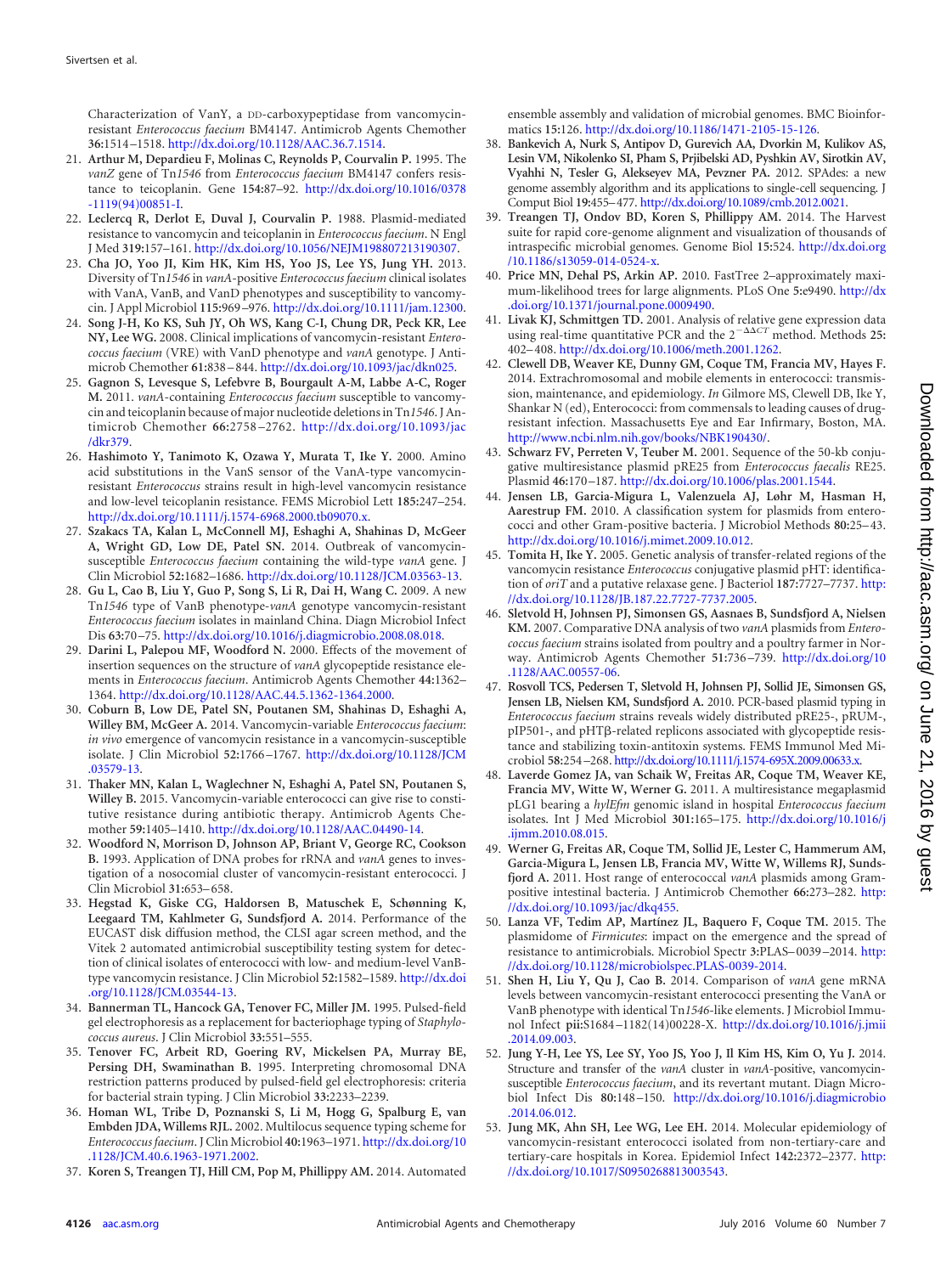Characterization of VanY, a DD-carboxypeptidase from vancomycin-resistant *Enterococcus faecium* BM4147. Antimicrob Agents Chemother **36:**1514–1518. http://dx.doi.org/10.1128/AAC.36.7.1514.

21. **Arthur M, Depardieu F, Molinas C, Reynolds P, Courvalin P.** 1995. The *vanZ* gene of Tn*1546* from *Enterococcus faecium* BM4147 confers resistance to teicoplanin. Gene **154:**87–92. http://dx.doi.org/10.1016/0378-1119(94)00851-I.
22. **Leclercq R, Derlot E, Duval J, Courvalin P.** 1988. Plasmid-mediated resistance to vancomycin and teicoplanin in *Enterococcus faecium*. N Engl J Med **319:**157–161. http://dx.doi.org/10.1056/NEJM198807213190307.
23. **Cha JO, Yoo JI, Kim HK, Kim HS, Yoo JS, Lee YS, Jung YH.** 2013. Diversity of Tn*1546* in *vanA*-positive *Enterococcus faecium* clinical isolates with VanA, VanB, and VanD phenotypes and susceptibility to vancomycin. J Appl Microbiol **115:**969–976. http://dx.doi.org/10.1111/jam.12300.
24. **Song J-H, Ko KS, Suh JY, Oh WS, Kang C-I, Chung DR, Peck KR, Lee NY, Lee WG.** 2008. Clinical implications of vancomycin-resistant *Enterococcus faecium* (VRE) with VanD phenotype and *vanA* genotype. J Antimicrob Chemother **61:**838–844. http://dx.doi.org/10.1093/jac/dkn025.
25. **Gagnon S, Levesque S, Lefebvre B, Bourgault A-M, Labbe A-C, Roger M.** 2011. *vanA*-containing *Enterococcus faecium* susceptible to vancomycin and teicoplanin because of major nucleotide deletions in Tn*1546*. J Antimicrob Chemother **66:**2758–2762. http://dx.doi.org/10.1093/jac/dkr379.
26. **Hashimoto Y, Tanimoto K, Ozawa Y, Murata T, Ike Y.** 2000. Amino acid substitutions in the VanS sensor of the VanA-type vancomycin-resistant *Enterococcus* strains result in high-level vancomycin resistance and low-level teicoplanin resistance. FEMS Microbiol Lett **185:**247–254. http://dx.doi.org/10.1111/j.1574-6968.2000.tb09070.x.
27. **Szakacs TA, Kalan L, McConnell MJ, Eshaghi A, Shahinas D, McGeer A, Wright GD, Low DE, Patel SN.** 2014. Outbreak of vancomycin-susceptible *Enterococcus faecium* containing the wild-type *vanA* gene. J Clin Microbiol **52:**1682–1686. http://dx.doi.org/10.1128/JCM.03563-13.
28. **Gu L, Cao B, Liu Y, Guo P, Song S, Li R, Dai H, Wang C.** 2009. A new Tn*1546* type of VanB phenotype-*vanA* genotype vancomycin-resistant *Enterococcus faecium* isolates in mainland China. Diagn Microbiol Infect Dis **63:**70–75. http://dx.doi.org/10.1016/j.diagmicrobio.2008.08.018.
29. **Darini L, Palepou MF, Woodford N.** 2000. Effects of the movement of insertion sequences on the structure of *vanA* glycopeptide resistance elements in *Enterococcus faecium*. Antimicrob Agents Chemother **44:**1362–1364. http://dx.doi.org/10.1128/AAC.44.5.1362-1364.2000.
30. **Coburn B, Low DE, Patel SN, Poutanen SM, Shahinas D, Eshaghi A, Willey BM, McGeer A.** 2014. Vancomycin-variable *Enterococcus faecium*: *in vivo* emergence of vancomycin resistance in a vancomycin-susceptible isolate. J Clin Microbiol **52:**1766–1767. http://dx.doi.org/10.1128/JCM.03579-13.
31. **Thaker MN, Kalan L, Waglechner N, Eshaghi A, Patel SN, Poutanen S, Willey B.** 2015. Vancomycin-variable enterococci can give rise to constitutive resistance during antibiotic therapy. Antimicrob Agents Chemother **59:**1405–1410. http://dx.doi.org/10.1128/AAC.04490-14.
32. **Woodford N, Morrison D, Johnson AP, Briant V, George RC, Cookson B.** 1993. Application of DNA probes for rRNA and *vanA* genes to investigation of a nosocomial cluster of vancomycin-resistant enterococci. J Clin Microbiol **31:**653–658.
33. **Hegstad K, Giske CG, Haldorsen B, Matuschek E, Schønning K, Leegaard TM, Kahlmeter G, Sundsfjord A.** 2014. Performance of the EUCAST disk diffusion method, the CLSI agar screen method, and the Vitek 2 automated antimicrobial susceptibility testing system for detection of clinical isolates of enterococci with low- and medium-level VanB-type vancomycin resistance. J Clin Microbiol **52:**1582–1589. http://dx.doi.org/10.1128/JCM.03544-13.
34. **Bannerman TL, Hancock GA, Tenover FC, Miller JM.** 1995. Pulsed-field gel electrophoresis as a replacement for bacteriophage typing of *Staphylococcus aureus*. J Clin Microbiol **33:**551–555.
35. **Tenover FC, Arbeit RD, Goering RV, Mickelsen PA, Murray BE, Persing DH, Swaminathan B.** 1995. Interpreting chromosomal DNA restriction patterns produced by pulsed-field gel electrophoresis: criteria for bacterial strain typing. J Clin Microbiol **33:**2233–2239.
36. **Homan WL, Tribe D, Poznanski S, Li M, Hogg G, Spalburg E, van Embden JDA, Willems RJL.** 2002. Multilocus sequence typing scheme for *Enterococcus faecium*. J Clin Microbiol **40:**1963–1971. http://dx.doi.org/10.1128/JCM.40.6.1963-1971.2002.
37. **Koren S, Treangen TJ, Hill CM, Pop M, Phillippy AM.** 2014. Automated ensemble assembly and validation of microbial genomes. BMC Bioinformatics **15:**126. http://dx.doi.org/10.1186/1471-2105-15-126.
38. **Bankevich A, Nurk S, Antipov D, Gurevich AA, Dvorkin M, Kulikov AS, Lesin VM, Nikolenko SI, Pham S, Prjibelski AD, Pyshkin AV, Sirotkin AV, Vyahhi N, Tesler G, Alekseyev MA, Pevzner PA.** 2012. SPAdes: a new genome assembly algorithm and its applications to single-cell sequencing. J Comput Biol **19:**455–477. http://dx.doi.org/10.1089/cmb.2012.0021.
39. **Treangen TJ, Ondov BD, Koren S, Phillippy AM.** 2014. The Harvest suite for rapid core-genome alignment and visualization of thousands of intraspecific microbial genomes. Genome Biol **15:**524. http://dx.doi.org/10.1186/s13059-014-0524-x.
40. **Price MN, Dehal PS, Arkin AP.** 2010. FastTree 2–approximately maximum-likelihood trees for large alignments. PLoS One **5:**e9490. http://dx.doi.org/10.1371/journal.pone.0009490.
41. **Livak KJ, Schmittgen TD.** 2001. Analysis of relative gene expression data using real-time quantitative PCR and the $2^{-\Delta\Delta CT}$ method. Methods **25:**402–408. http://dx.doi.org/10.1006/meth.2001.1262.
42. **Clewell DB, Weaver KE, Dunny GM, Coque TM, Francia MV, Hayes F.** 2014. Extrachromosomal and mobile elements in enterococci: transmission, maintenance, and epidemiology. *In* Gilmore MS, Clewell DB, Ike Y, Shankar N (ed), Enterococci: from commensals to leading causes of drug-resistant infection. Massachusetts Eye and Ear Infirmary, Boston, MA. http://www.ncbi.nlm.nih.gov/books/NBK190430/.
43. **Schwarz FV, Perreten V, Teuber M.** 2001. Sequence of the 50-kb conjugative multiresistance plasmid pRE25 from *Enterococcus faecalis* RE25. Plasmid **46:**170–187. http://dx.doi.org/10.1006/plas.2001.1544.
44. **Jensen LB, Garcia-Migura L, Valenzuela AJ, Løhr M, Hasman H, Aarestrup FM.** 2010. A classification system for plasmids from enterococci and other Gram-positive bacteria. J Microbiol Methods **80:**25–43. http://dx.doi.org/10.1016/j.mimet.2009.10.012.
45. **Tomita H, Ike Y.** 2005. Genetic analysis of transfer-related regions of the vancomycin resistance *Enterococcus* conjugative plasmid pHT: identification of *oriT* and a putative relaxase gene. J Bacteriol **187:**7727–7737. http://dx.doi.org/10.1128/JB.187.22.7727-7737.2005.
46. **Sletvold H, Johnsen PJ, Simonsen GS, Aasnaes B, Sundsfjord A, Nielsen KM.** 2007. Comparative DNA analysis of two *vanA* plasmids from *Enterococcus faecium* strains isolated from poultry and a poultry farmer in Norway. Antimicrob Agents Chemother **51:**736–739. http://dx.doi.org/10.1128/AAC.00557-06.
47. **Rosvoll TCS, Pedersen T, Sletvold H, Johnsen PJ, Sollid JE, Simonsen GS, Jensen LB, Nielsen KM, Sundsfjord A.** 2010. PCR-based plasmid typing in *Enterococcus faecium* strains reveals widely distributed pRE25-, pRUM-, pIP501-, and pHTβ-related replicons associated with glycopeptide resistance and stabilizing toxin-antitoxin systems. FEMS Immunol Med Microbiol **58:**254–268. http://dx.doi.org/10.1111/j.1574-695X.2009.00633.x.
48. **Laverde Gomez JA, van Schaik W, Freitas AR, Coque TM, Weaver KE, Francia MV, Witte W, Werner G.** 2011. A multiresistance megaplasmid pLG1 bearing a *hylEfm* genomic island in hospital *Enterococcus faecium* isolates. Int J Med Microbiol **301:**165–175. http://dx.doi.org/10.1016/j.ijmm.2010.08.015.
49. **Werner G, Freitas AR, Coque TM, Sollid JE, Lester C, Hammerum AM, Garcia-Migura L, Jensen LB, Francia MV, Witte W, Willems RJ, Sundsfjord A.** 2011. Host range of enterococcal *vanA* plasmids among Gram-positive intestinal bacteria. J Antimicrob Chemother **66:**273–282. http://dx.doi.org/10.1093/jac/dkq455.
50. **Lanza VF, Tedim AP, Martínez JL, Baquero F, Coque TM.** 2015. The plasmidome of *Firmicutes*: impact on the emergence and the spread of resistance to antimicrobials. Microbiol Spectr **3:**PLAS–0039–2014. http://dx.doi.org/10.1128/microbiolspec.PLAS-0039-2014.
51. **Shen H, Liu Y, Qu J, Cao B.** 2014. Comparison of *vanA* gene mRNA levels between vancomycin-resistant enterococci presenting the VanA or VanB phenotype with identical Tn*1546*-like elements. J Microbiol Immunol Infect **pii:**S1684–1182(14)00228-X. http://dx.doi.org/10.1016/j.jmii.2014.09.003.
52. **Jung Y-H, Lee YS, Lee SY, Yoo JS, Yoo J, Il Kim HS, Kim O, Yu J.** 2014. Structure and transfer of the *vanA* cluster in *vanA*-positive, vancomycin-susceptible *Enterococcus faecium*, and its revertant mutant. Diagn Microbiol Infect Dis **80:**148–150. http://dx.doi.org/10.1016/j.diagmicrobio.2014.06.012.
53. **Jung MK, Ahn SH, Lee WG, Lee EH.** 2014. Molecular epidemiology of vancomycin-resistant enterococci isolated from non-tertiary-care and tertiary-care hospitals in Korea. Epidemiol Infect **142:**2372–2377. http://dx.doi.org/10.1017/S0950268813003543.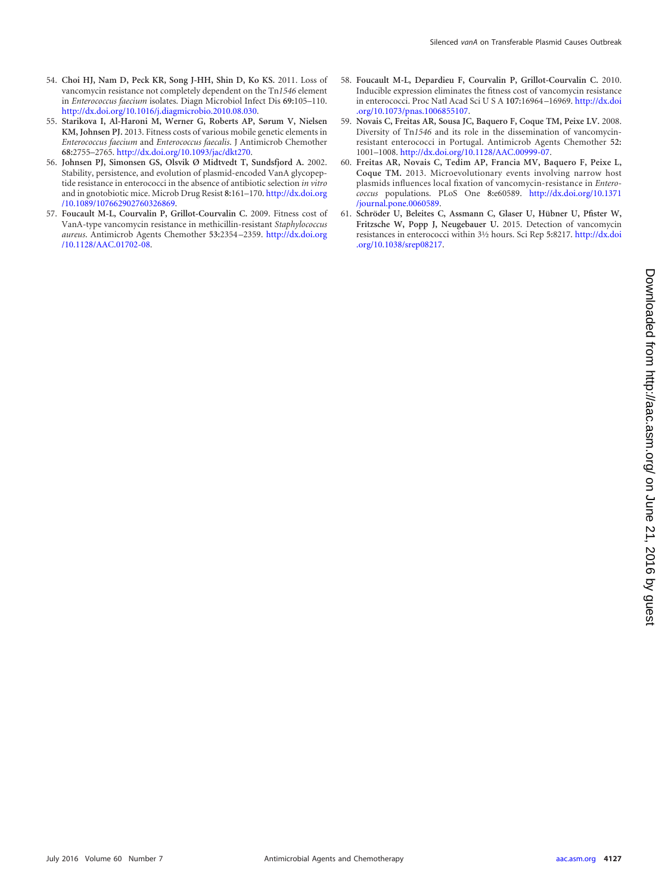54. **Choi HJ, Nam D, Peck KR, Song J-HH, Shin D, Ko KS.** 2011. Loss of vancomycin resistance not completely dependent on the Tn*1546* element in *Enterococcus faecium* isolates. Diagn Microbiol Infect Dis **69:**105–110. http://dx.doi.org/10.1016/j.diagmicrobio.2010.08.030.
55. **Starikova I, Al-Haroni M, Werner G, Roberts AP, Sørum V, Nielsen KM, Johnsen PJ.** 2013. Fitness costs of various mobile genetic elements in *Enterococcus faecium* and *Enterococcus faecalis*. J Antimicrob Chemother **68:**2755–2765. http://dx.doi.org/10.1093/jac/dkt270.
56. **Johnsen PJ, Simonsen GS, Olsvik Ø Midtvedt T, Sundsfjord A.** 2002. Stability, persistence, and evolution of plasmid-encoded VanA glycopeptide resistance in enterococci in the absence of antibiotic selection *in vitro* and in gnotobiotic mice. Microb Drug Resist **8:**161–170. http://dx.doi.org/10.1089/107662902760326869.
57. **Foucault M-L, Courvalin P, Grillot-Courvalin C.** 2009. Fitness cost of VanA-type vancomycin resistance in methicillin-resistant *Staphylococcus aureus*. Antimicrob Agents Chemother **53:**2354–2359. http://dx.doi.org/10.1128/AAC.01702-08.
58. **Foucault M-L, Depardieu F, Courvalin P, Grillot-Courvalin C.** 2010. Inducible expression eliminates the fitness cost of vancomycin resistance in enterococci. Proc Natl Acad Sci U S A **107:**16964–16969. http://dx.doi.org/10.1073/pnas.1006855107.
59. **Novais C, Freitas AR, Sousa JC, Baquero F, Coque TM, Peixe LV.** 2008. Diversity of Tn*1546* and its role in the dissemination of vancomycin-resistant enterococci in Portugal. Antimicrob Agents Chemother **52:** 1001–1008. http://dx.doi.org/10.1128/AAC.00999-07.
60. **Freitas AR, Novais C, Tedim AP, Francia MV, Baquero F, Peixe L, Coque TM.** 2013. Microevolutionary events involving narrow host plasmids influences local fixation of vancomycin-resistance in *Enterococcus* populations. PLoS One **8:**e60589. http://dx.doi.org/10.1371/journal.pone.0060589.
61. **Schröder U, Beleites C, Assmann C, Glaser U, Hübner U, Pfister W, Fritzsche W, Popp J, Neugebauer U.** 2015. Detection of vancomycin resistances in enterococci within 3½ hours. Sci Rep **5:**8217. http://dx.doi.org/10.1038/srep08217.